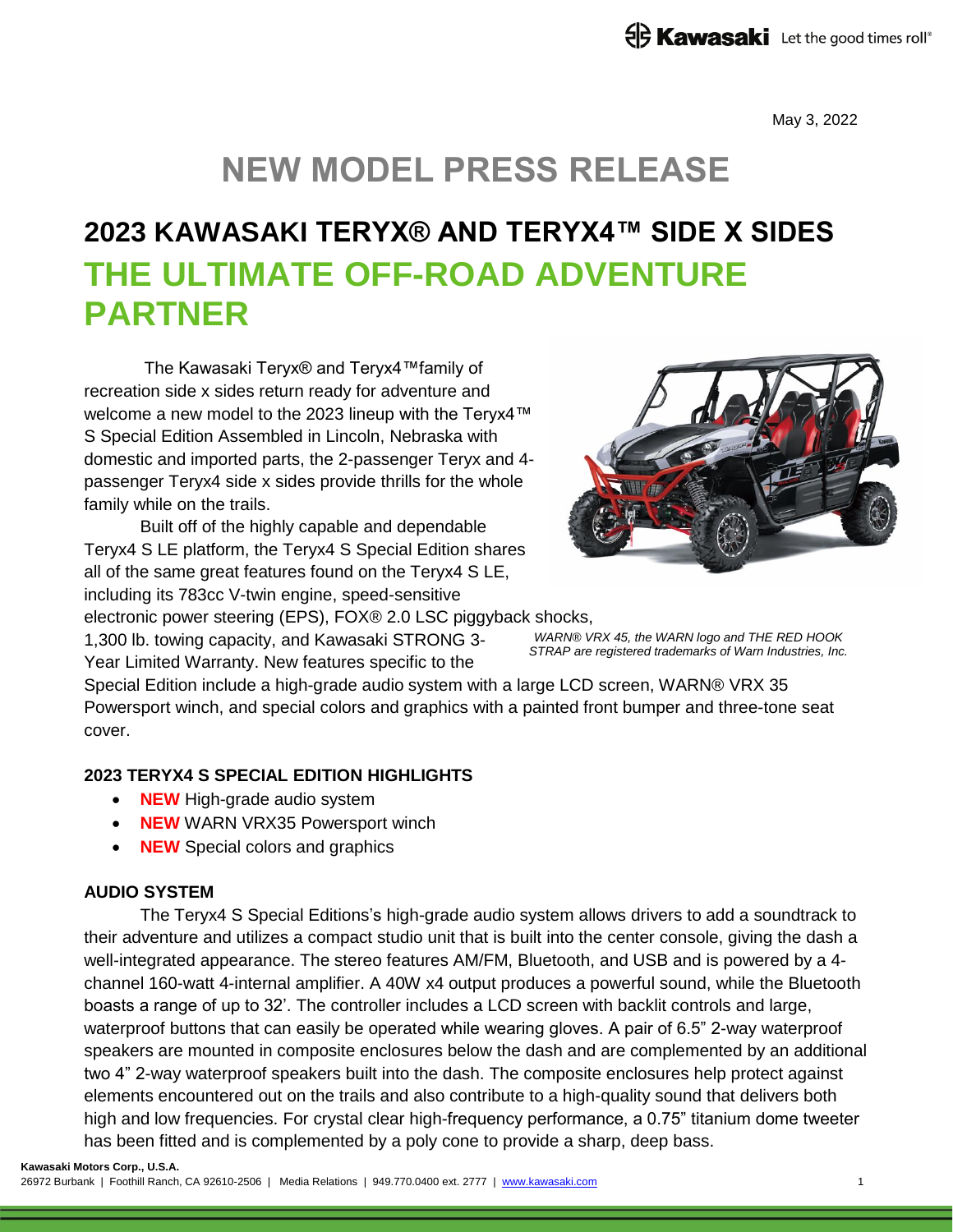May 3, 2022

# NEW MODEL PRESS RELEASE

## 2023 KAWASAKI TERYX® AND TERYX4™ SIDE X SIDES

## THE ULTIMATE OFF-ROAD ADVENTURE PARTNER

The Kawasaki Teryx® and Teryx4™family of recreation side x sides return ready for adventure and welcome a new model to the 2023 lineup with the Teryx4™ S Special Edition Assembled in Lincoln, Nebraska with domestic and imported parts, the 2-passenger Teryx and 4-passenger Teryx4 side x sides provide thrills for the whole family while on the trails.

Built off of the highly capable and dependable Teryx4 S LE platform, the Teryx4 S Special Edition shares all of the same great features found on the Teryx4 S LE, including its 783cc V-twin engine, speed-sensitive electronic power steering (EPS), FOX® 2.0 LSC piggyback shocks, 1,300 lb. towing capacity, and Kawasaki STRONG 3-Year Limited Warranty. New features specific to the Special Edition include a high-grade audio system with a large LCD screen, WARN® VRX 35 Powersport winch, and special colors and graphics with a painted front bumper and three-tone seat cover.

*WARN® VRX 45, the WARN logo and THE RED HOOK STRAP are registered trademarks of Warn Industries, Inc.*

### 2023 TERYX4 S SPECIAL EDITION HIGHLIGHTS

- **NEW** High-grade audio system
- **NEW** WARN VRX35 Powersport winch
- **NEW** Special colors and graphics

### AUDIO SYSTEM

The Teryx4 S Special Editions's high-grade audio system allows drivers to add a soundtrack to their adventure and utilizes a compact studio unit that is built into the center console, giving the dash a well-integrated appearance. The stereo features AM/FM, Bluetooth, and USB and is powered by a 4-channel 160-watt 4-internal amplifier. A 40W x4 output produces a powerful sound, while the Bluetooth boasts a range of up to 32'. The controller includes a LCD screen with backlit controls and large, waterproof buttons that can easily be operated while wearing gloves. A pair of 6.5" 2-way waterproof speakers are mounted in composite enclosures below the dash and are complemented by an additional two 4" 2-way waterproof speakers built into the dash. The composite enclosures help protect against elements encountered out on the trails and also contribute to a high-quality sound that delivers both high and low frequencies. For crystal clear high-frequency performance, a 0.75" titanium dome tweeter has been fitted and is complemented by a poly cone to provide a sharp, deep bass.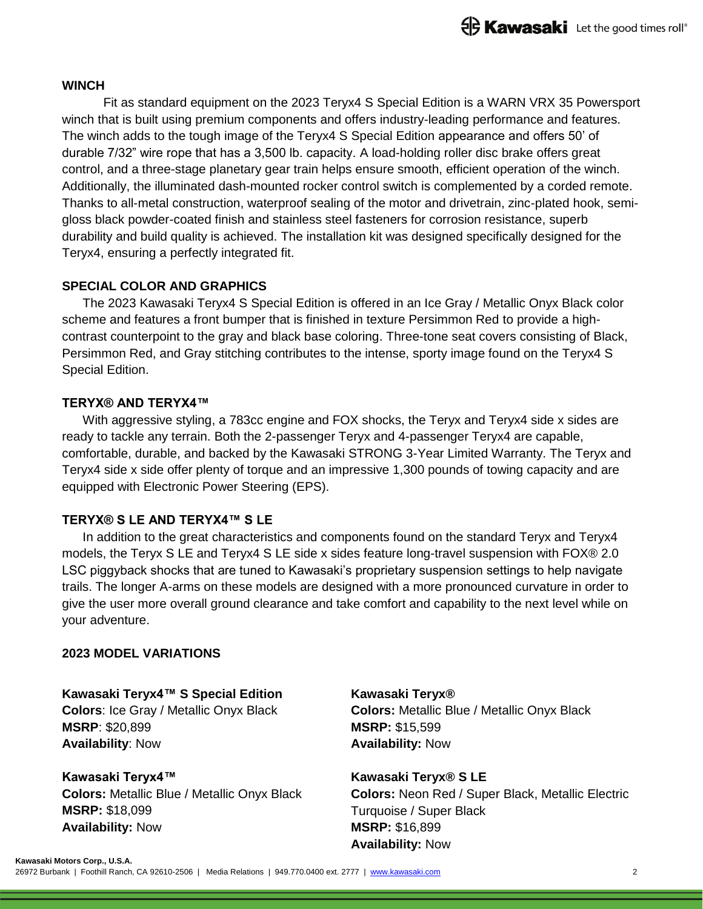## WINCH

Fit as standard equipment on the 2023 Teryx4 S Special Edition is a WARN VRX 35 Powersport winch that is built using premium components and offers industry-leading performance and features. The winch adds to the tough image of the Teryx4 S Special Edition appearance and offers 50' of durable 7/32" wire rope that has a 3,500 lb. capacity. A load-holding roller disc brake offers great control, and a three-stage planetary gear train helps ensure smooth, efficient operation of the winch. Additionally, the illuminated dash-mounted rocker control switch is complemented by a corded remote. Thanks to all-metal construction, waterproof sealing of the motor and drivetrain, zinc-plated hook, semi-gloss black powder-coated finish and stainless steel fasteners for corrosion resistance, superb durability and build quality is achieved. The installation kit was designed specifically designed for the Teryx4, ensuring a perfectly integrated fit.

## SPECIAL COLOR AND GRAPHICS

The 2023 Kawasaki Teryx4 S Special Edition is offered in an Ice Gray / Metallic Onyx Black color scheme and features a front bumper that is finished in texture Persimmon Red to provide a high-contrast counterpoint to the gray and black base coloring. Three-tone seat covers consisting of Black, Persimmon Red, and Gray stitching contributes to the intense, sporty image found on the Teryx4 S Special Edition.

## TERYX® AND TERYX4™

With aggressive styling, a 783cc engine and FOX shocks, the Teryx and Teryx4 side x sides are ready to tackle any terrain. Both the 2-passenger Teryx and 4-passenger Teryx4 are capable, comfortable, durable, and backed by the Kawasaki STRONG 3-Year Limited Warranty. The Teryx and Teryx4 side x side offer plenty of torque and an impressive 1,300 pounds of towing capacity and are equipped with Electronic Power Steering (EPS).

## TERYX® S LE AND TERYX4™ S LE

In addition to the great characteristics and components found on the standard Teryx and Teryx4 models, the Teryx S LE and Teryx4 S LE side x sides feature long-travel suspension with FOX® 2.0 LSC piggyback shocks that are tuned to Kawasaki's proprietary suspension settings to help navigate trails. The longer A-arms on these models are designed with a more pronounced curvature in order to give the user more overall ground clearance and take comfort and capability to the next level while on your adventure.

## 2023 MODEL VARIATIONS

**Kawasaki Teryx4™ S Special Edition**
**Colors**: Ice Gray / Metallic Onyx Black
**MSRP**: $20,899
**Availability**: Now

**Kawasaki Teryx4™**
**Colors:** Metallic Blue / Metallic Onyx Black
**MSRP:** $18,099
**Availability:** Now

**Kawasaki Teryx®**
**Colors:** Metallic Blue / Metallic Onyx Black
**MSRP:** $15,599
**Availability:** Now

**Kawasaki Teryx® S LE**
**Colors:** Neon Red / Super Black, Metallic Electric Turquoise / Super Black
**MSRP:** $16,899
**Availability:** Now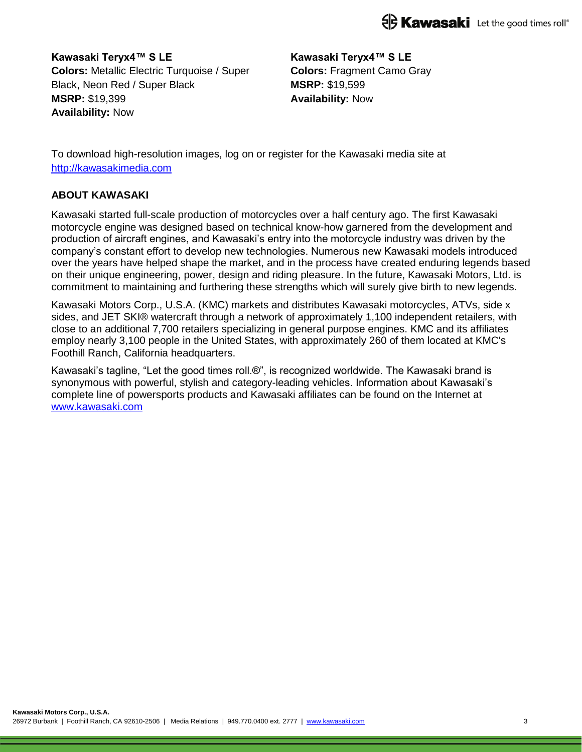**Kawasaki Teryx4™ S LE**
**Colors:** Metallic Electric Turquoise / Super Black, Neon Red / Super Black
**MSRP:** $19,399
**Availability:** Now

**Kawasaki Teryx4™ S LE**
**Colors:** Fragment Camo Gray
**MSRP:** $19,599
**Availability:** Now

To download high-resolution images, log on or register for the Kawasaki media site at [http://kawasakimedia.com](http://kawasakimedia.com)

## ABOUT KAWASAKI

Kawasaki started full-scale production of motorcycles over a half century ago. The first Kawasaki motorcycle engine was designed based on technical know-how garnered from the development and production of aircraft engines, and Kawasaki's entry into the motorcycle industry was driven by the company's constant effort to develop new technologies. Numerous new Kawasaki models introduced over the years have helped shape the market, and in the process have created enduring legends based on their unique engineering, power, design and riding pleasure. In the future, Kawasaki Motors, Ltd. is commitment to maintaining and furthering these strengths which will surely give birth to new legends.

Kawasaki Motors Corp., U.S.A. (KMC) markets and distributes Kawasaki motorcycles, ATVs, side x sides, and JET SKI® watercraft through a network of approximately 1,100 independent retailers, with close to an additional 7,700 retailers specializing in general purpose engines. KMC and its affiliates employ nearly 3,100 people in the United States, with approximately 260 of them located at KMC's Foothill Ranch, California headquarters.

Kawasaki's tagline, "Let the good times roll.®", is recognized worldwide. The Kawasaki brand is synonymous with powerful, stylish and category-leading vehicles. Information about Kawasaki's complete line of powersports products and Kawasaki affiliates can be found on the Internet at [www.kawasaki.com](http://www.kawasaki.com)